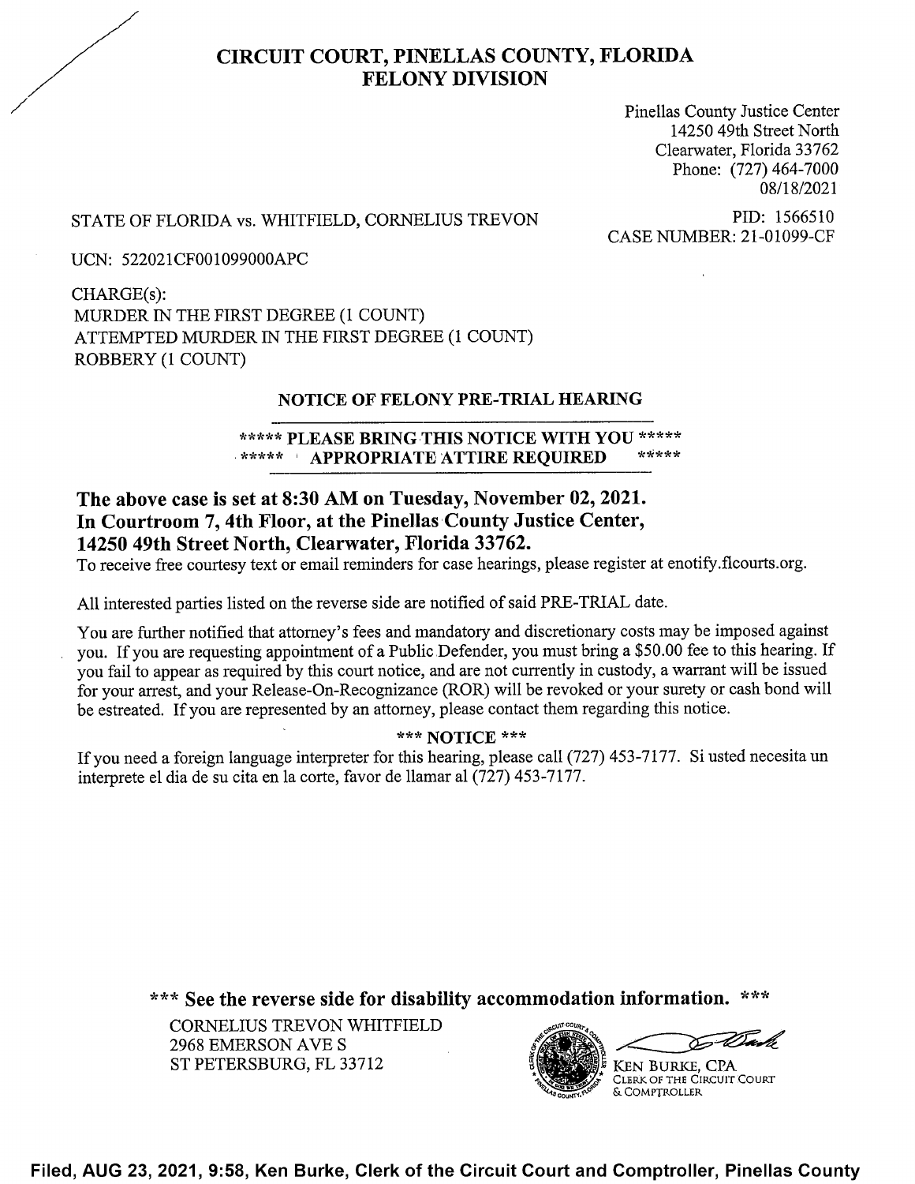# CIRCUIT COURT, PINELLAS COUNTY, FLORIDA
# FELONY DIVISION

Pinellas County Justice Center
14250 49th Street North
Clearwater, Florida 33762
Phone: (727) 464-7000
08/18/2021

STATE OF FLORIDA vs. WHITFIELD, CORNELIUS TREVON

PID: 1566510
CASE NUMBER: 21-01099-CF

UCN: 522021CF001099000APC

CHARGE(s):
MURDER IN THE FIRST DEGREE (1 COUNT)
ATTEMPTED MURDER IN THE FIRST DEGREE (1 COUNT)
ROBBERY (1 COUNT)

## NOTICE OF FELONY PRE-TRIAL HEARING

**\*\*\*\*\* PLEASE BRING THIS NOTICE WITH YOU \*\*\*\*\***
**\*\*\*\*\* APPROPRIATE ATTIRE REQUIRED \*\*\*\*\***

**The above case is set at 8:30 AM on Tuesday, November 02, 2021.**
**In Courtroom 7, 4th Floor, at the Pinellas County Justice Center,**
**14250 49th Street North, Clearwater, Florida 33762.**

To receive free courtesy text or email reminders for case hearings, please register at enotify.flcourts.org.

All interested parties listed on the reverse side are notified of said PRE-TRIAL date.

You are further notified that attorney's fees and mandatory and discretionary costs may be imposed against you. If you are requesting appointment of a Public Defender, you must bring a $50.00 fee to this hearing. If you fail to appear as required by this court notice, and are not currently in custody, a warrant will be issued for your arrest, and your Release-On-Recognizance (ROR) will be revoked or your surety or cash bond will be estreated. If you are represented by an attorney, please contact them regarding this notice.

**\*\*\* NOTICE \*\*\***

If you need a foreign language interpreter for this hearing, please call (727) 453-7177. Si usted necesita un interprete el dia de su cita en la corte, favor de llamar al (727) 453-7177.

**\*\*\* See the reverse side for disability accommodation information. \*\*\***

CORNELIUS TREVON WHITFIELD
2968 EMERSON AVE S
ST PETERSBURG, FL 33712

KEN BURKE, CPA
CLERK OF THE CIRCUIT COURT
& COMPTROLLER

**Filed, AUG 23, 2021, 9:58, Ken Burke, Clerk of the Circuit Court and Comptroller, Pinellas County**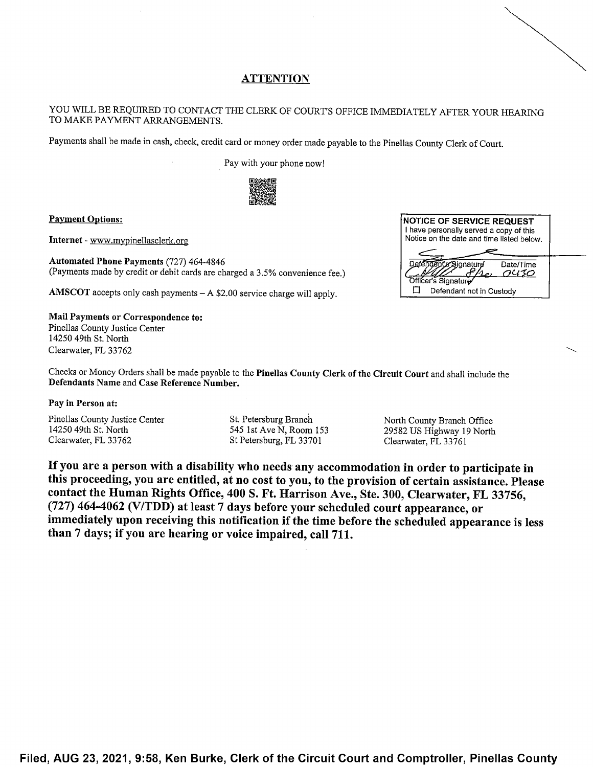## ATTENTION

YOU WILL BE REQUIRED TO CONTACT THE CLERK OF COURT'S OFFICE IMMEDIATELY AFTER YOUR HEARING TO MAKE PAYMENT ARRANGEMENTS.

Payments shall be made in cash, check, credit card or money order made payable to the Pinellas County Clerk of Court.

Pay with your phone now!

**Payment Options:**

**Internet** - www.mypinellasclerk.org

**Automated Phone Payments** (727) 464-4846
(Payments made by credit or debit cards are charged a 3.5% convenience fee.)

**AMSCOT** accepts only cash payments – A $2.00 service charge will apply.

**Mail Payments or Correspondence to:**
Pinellas County Justice Center
14250 49th St. North
Clearwater, FL 33762

| NOTICE OF SERVICE REQUEST |
|---|
| I have personally served a copy of this Notice on the date and time listed below. |
| Defendant's Signature Date/Time |
| Officer's Signature 8/20 0430 |
| ☐ Defendant not in Custody |

Checks or Money Orders shall be made payable to the **Pinellas County Clerk of the Circuit Court** and shall include the **Defendants Name** and **Case Reference Number.**

**Pay in Person at:**

Pinellas County Justice Center
14250 49th St. North
Clearwater, FL 33762

St. Petersburg Branch
545 1st Ave N, Room 153
St Petersburg, FL 33701

North County Branch Office
29582 US Highway 19 North
Clearwater, FL 33761

**If you are a person with a disability who needs any accommodation in order to participate in this proceeding, you are entitled, at no cost to you, to the provision of certain assistance. Please contact the Human Rights Office, 400 S. Ft. Harrison Ave., Ste. 300, Clearwater, FL 33756, (727) 464-4062 (V/TDD) at least 7 days before your scheduled court appearance, or immediately upon receiving this notification if the time before the scheduled appearance is less than 7 days; if you are hearing or voice impaired, call 711.**

Filed, AUG 23, 2021, 9:58, Ken Burke, Clerk of the Circuit Court and Comptroller, Pinellas County